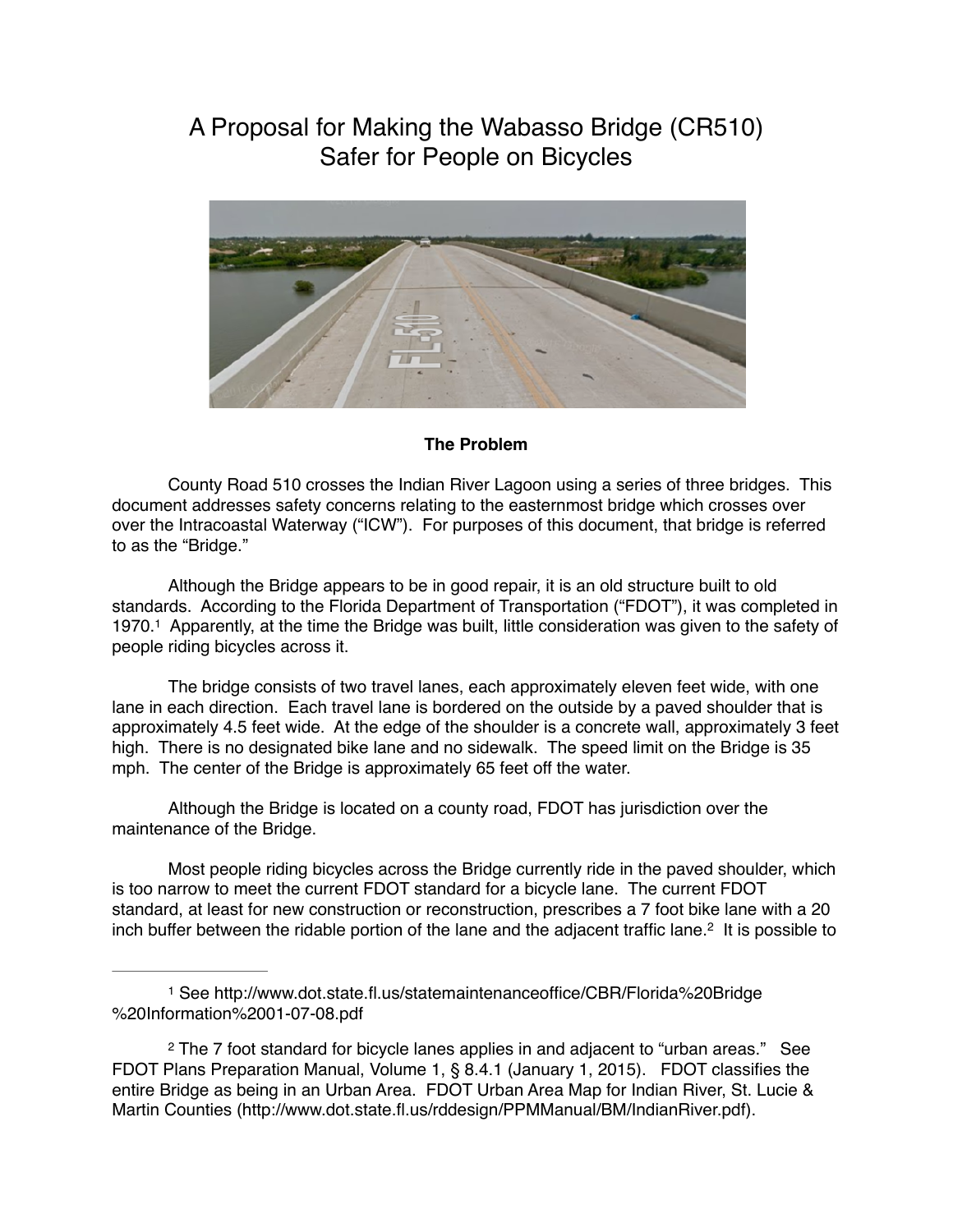# A Proposal for Making the Wabasso Bridge (CR510) Safer for People on Bicycles

**The Problem**

County Road 510 crosses the Indian River Lagoon using a series of three bridges. This document addresses safety concerns relating to the easternmost bridge which crosses over over the Intracoastal Waterway ("ICW"). For purposes of this document, that bridge is referred to as the "Bridge."

Although the Bridge appears to be in good repair, it is an old structure built to old standards. According to the Florida Department of Transportation ("FDOT"), it was completed in 1970.[1] Apparently, at the time the Bridge was built, little consideration was given to the safety of people riding bicycles across it.

The bridge consists of two travel lanes, each approximately eleven feet wide, with one lane in each direction. Each travel lane is bordered on the outside by a paved shoulder that is approximately 4.5 feet wide. At the edge of the shoulder is a concrete wall, approximately 3 feet high. There is no designated bike lane and no sidewalk. The speed limit on the Bridge is 35 mph. The center of the Bridge is approximately 65 feet off the water.

Although the Bridge is located on a county road, FDOT has jurisdiction over the maintenance of the Bridge.

Most people riding bicycles across the Bridge currently ride in the paved shoulder, which is too narrow to meet the current FDOT standard for a bicycle lane. The current FDOT standard, at least for new construction or reconstruction, prescribes a 7 foot bike lane with a 20 inch buffer between the ridable portion of the lane and the adjacent traffic lane.[2] It is possible to

---

[1] See http://www.dot.state.fl.us/statemaintenanceoffice/CBR/Florida%20Bridge%20Information%2001-07-08.pdf

[2] The 7 foot standard for bicycle lanes applies in and adjacent to "urban areas." See FDOT Plans Preparation Manual, Volume 1, § 8.4.1 (January 1, 2015). FDOT classifies the entire Bridge as being in an Urban Area. FDOT Urban Area Map for Indian River, St. Lucie & Martin Counties (http://www.dot.state.fl.us/rddesign/PPMManual/BM/IndianRiver.pdf).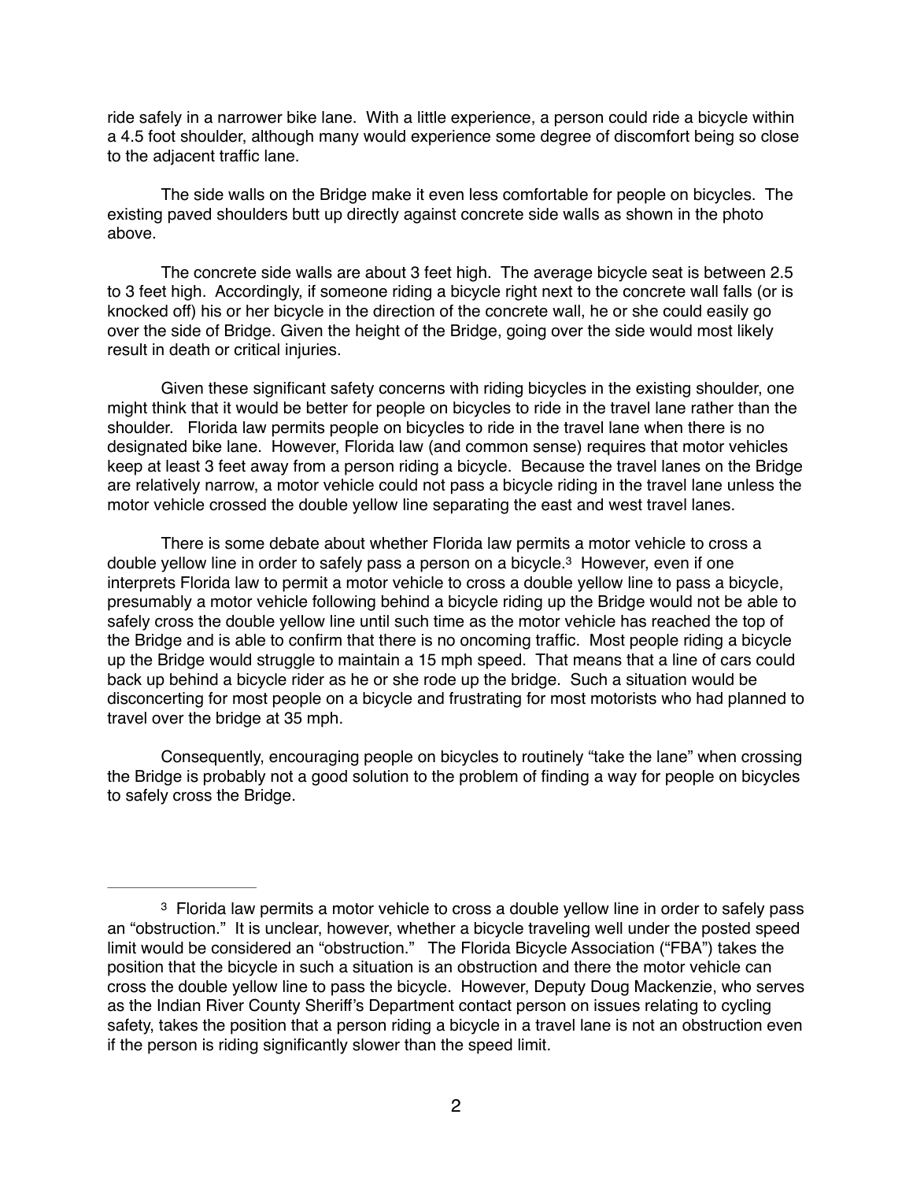ride safely in a narrower bike lane. With a little experience, a person could ride a bicycle within a 4.5 foot shoulder, although many would experience some degree of discomfort being so close to the adjacent traffic lane.

The side walls on the Bridge make it even less comfortable for people on bicycles. The existing paved shoulders butt up directly against concrete side walls as shown in the photo above.

The concrete side walls are about 3 feet high. The average bicycle seat is between 2.5 to 3 feet high. Accordingly, if someone riding a bicycle right next to the concrete wall falls (or is knocked off) his or her bicycle in the direction of the concrete wall, he or she could easily go over the side of Bridge. Given the height of the Bridge, going over the side would most likely result in death or critical injuries.

Given these significant safety concerns with riding bicycles in the existing shoulder, one might think that it would be better for people on bicycles to ride in the travel lane rather than the shoulder. Florida law permits people on bicycles to ride in the travel lane when there is no designated bike lane. However, Florida law (and common sense) requires that motor vehicles keep at least 3 feet away from a person riding a bicycle. Because the travel lanes on the Bridge are relatively narrow, a motor vehicle could not pass a bicycle riding in the travel lane unless the motor vehicle crossed the double yellow line separating the east and west travel lanes.

There is some debate about whether Florida law permits a motor vehicle to cross a double yellow line in order to safely pass a person on a bicycle.[3] However, even if one interprets Florida law to permit a motor vehicle to cross a double yellow line to pass a bicycle, presumably a motor vehicle following behind a bicycle riding up the Bridge would not be able to safely cross the double yellow line until such time as the motor vehicle has reached the top of the Bridge and is able to confirm that there is no oncoming traffic. Most people riding a bicycle up the Bridge would struggle to maintain a 15 mph speed. That means that a line of cars could back up behind a bicycle rider as he or she rode up the bridge. Such a situation would be disconcerting for most people on a bicycle and frustrating for most motorists who had planned to travel over the bridge at 35 mph.

Consequently, encouraging people on bicycles to routinely "take the lane" when crossing the Bridge is probably not a good solution to the problem of finding a way for people on bicycles to safely cross the Bridge.

---

[3] Florida law permits a motor vehicle to cross a double yellow line in order to safely pass an "obstruction." It is unclear, however, whether a bicycle traveling well under the posted speed limit would be considered an "obstruction." The Florida Bicycle Association ("FBA") takes the position that the bicycle in such a situation is an obstruction and there the motor vehicle can cross the double yellow line to pass the bicycle. However, Deputy Doug Mackenzie, who serves as the Indian River County Sheriff's Department contact person on issues relating to cycling safety, takes the position that a person riding a bicycle in a travel lane is not an obstruction even if the person is riding significantly slower than the speed limit.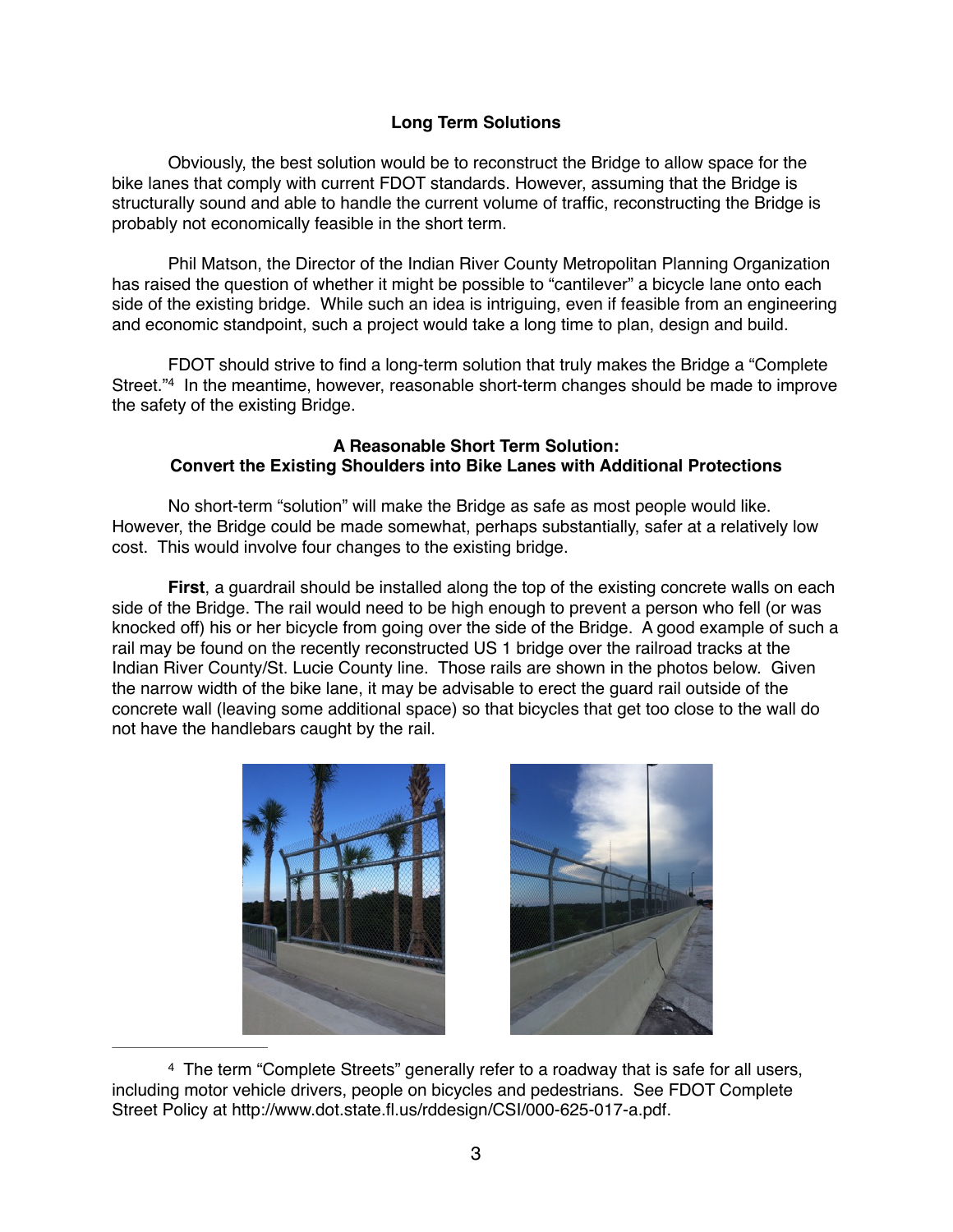### Long Term Solutions

Obviously, the best solution would be to reconstruct the Bridge to allow space for the bike lanes that comply with current FDOT standards. However, assuming that the Bridge is structurally sound and able to handle the current volume of traffic, reconstructing the Bridge is probably not economically feasible in the short term.

Phil Matson, the Director of the Indian River County Metropolitan Planning Organization has raised the question of whether it might be possible to "cantilever" a bicycle lane onto each side of the existing bridge. While such an idea is intriguing, even if feasible from an engineering and economic standpoint, such a project would take a long time to plan, design and build.

FDOT should strive to find a long-term solution that truly makes the Bridge a "Complete Street."[4] In the meantime, however, reasonable short-term changes should be made to improve the safety of the existing Bridge.

### A Reasonable Short Term Solution: Convert the Existing Shoulders into Bike Lanes with Additional Protections

No short-term "solution" will make the Bridge as safe as most people would like. However, the Bridge could be made somewhat, perhaps substantially, safer at a relatively low cost. This would involve four changes to the existing bridge.

**First**, a guardrail should be installed along the top of the existing concrete walls on each side of the Bridge. The rail would need to be high enough to prevent a person who fell (or was knocked off) his or her bicycle from going over the side of the Bridge. A good example of such a rail may be found on the recently reconstructed US 1 bridge over the railroad tracks at the Indian River County/St. Lucie County line. Those rails are shown in the photos below. Given the narrow width of the bike lane, it may be advisable to erect the guard rail outside of the concrete wall (leaving some additional space) so that bicycles that get too close to the wall do not have the handlebars caught by the rail.

---

[4] The term "Complete Streets" generally refer to a roadway that is safe for all users, including motor vehicle drivers, people on bicycles and pedestrians. See FDOT Complete Street Policy at http://www.dot.state.fl.us/rddesign/CSI/000-625-017-a.pdf.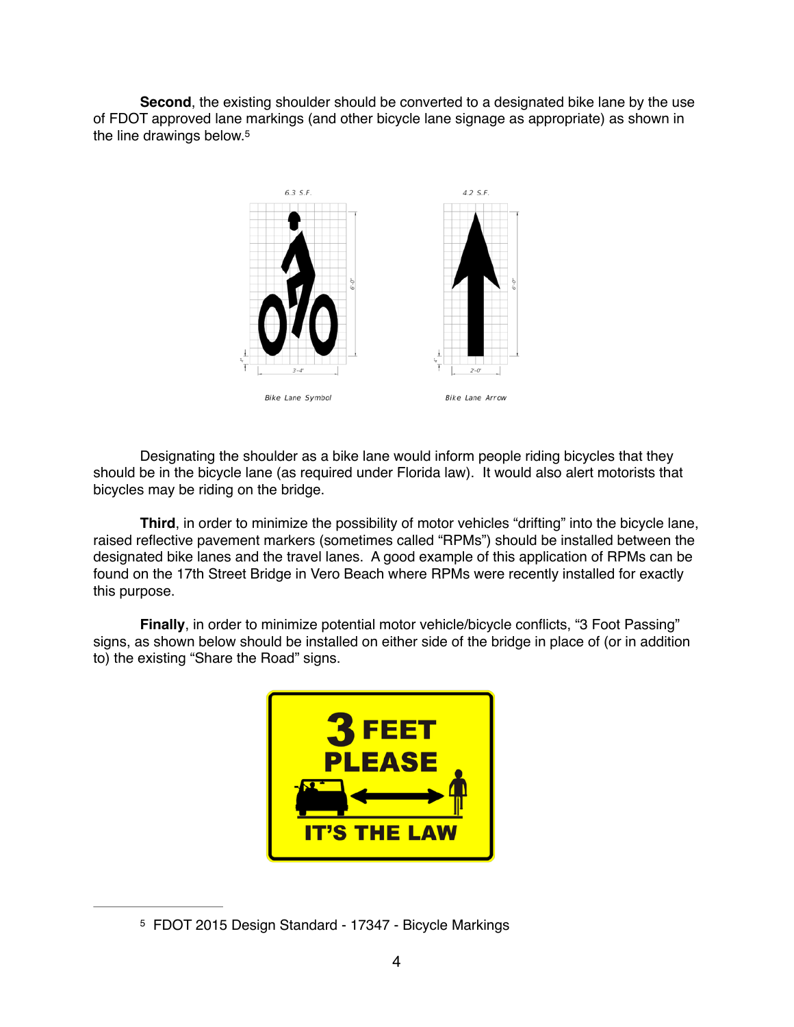**Second**, the existing shoulder should be converted to a designated bike lane by the use of FDOT approved lane markings (and other bicycle lane signage as appropriate) as shown in the line drawings below.[5]

Bike Lane Symbol

Bike Lane Arrow

Designating the shoulder as a bike lane would inform people riding bicycles that they should be in the bicycle lane (as required under Florida law). It would also alert motorists that bicycles may be riding on the bridge.

**Third**, in order to minimize the possibility of motor vehicles "drifting" into the bicycle lane, raised reflective pavement markers (sometimes called "RPMs") should be installed between the designated bike lanes and the travel lanes. A good example of this application of RPMs can be found on the 17th Street Bridge in Vero Beach where RPMs were recently installed for exactly this purpose.

**Finally**, in order to minimize potential motor vehicle/bicycle conflicts, "3 Foot Passing" signs, as shown below should be installed on either side of the bridge in place of (or in addition to) the existing "Share the Road" signs.

---

[5] FDOT 2015 Design Standard - 17347 - Bicycle Markings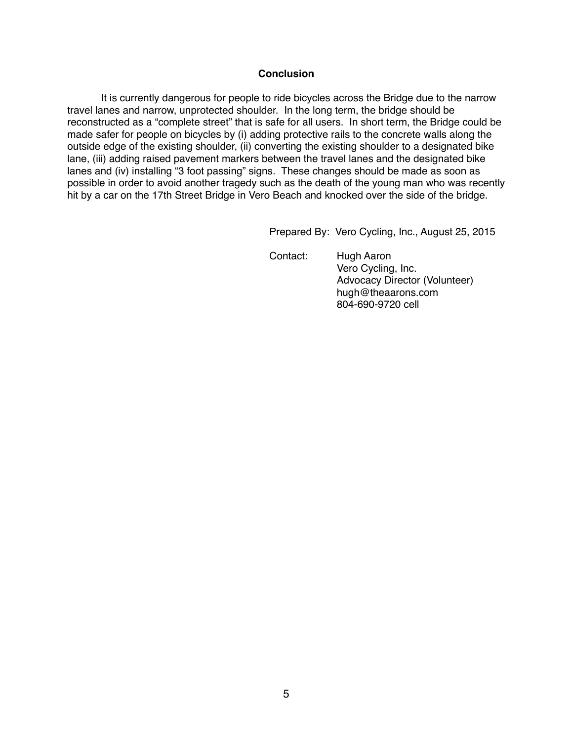## Conclusion

It is currently dangerous for people to ride bicycles across the Bridge due to the narrow travel lanes and narrow, unprotected shoulder. In the long term, the bridge should be reconstructed as a “complete street” that is safe for all users. In short term, the Bridge could be made safer for people on bicycles by (i) adding protective rails to the concrete walls along the outside edge of the existing shoulder, (ii) converting the existing shoulder to a designated bike lane, (iii) adding raised pavement markers between the travel lanes and the designated bike lanes and (iv) installing “3 foot passing” signs. These changes should be made as soon as possible in order to avoid another tragedy such as the death of the young man who was recently hit by a car on the 17th Street Bridge in Vero Beach and knocked over the side of the bridge.

Prepared By: Vero Cycling, Inc., August 25, 2015

Contact: Hugh Aaron
Vero Cycling, Inc.
Advocacy Director (Volunteer)
hugh@theaarons.com
804-690-9720 cell